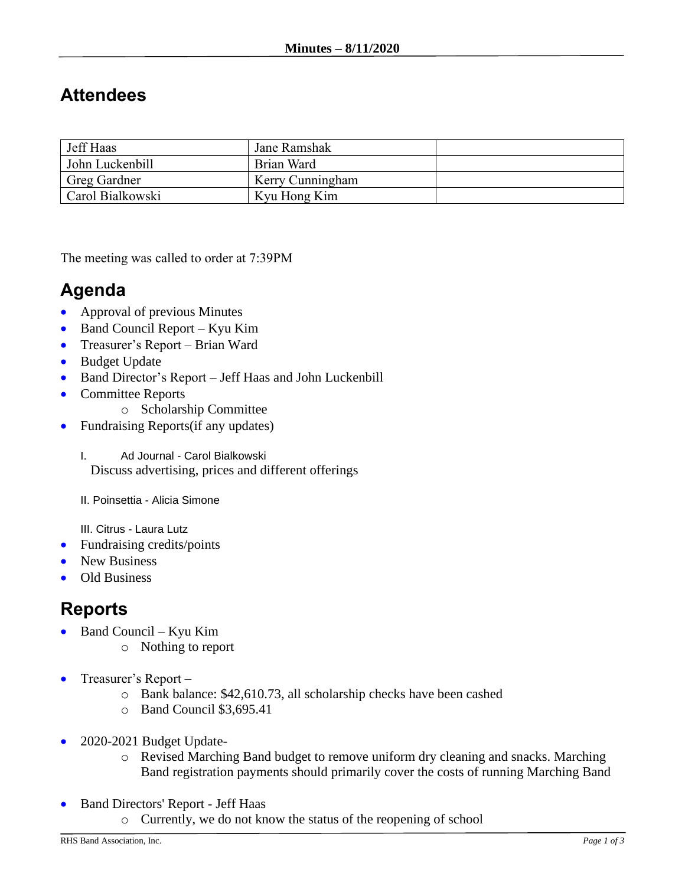**Minutes – 8/11/2020**

# Attendees

| Jeff Haas | Jane Ramshak | |
|---|---|---|
| John Luckenbill | Brian Ward | |
| Greg Gardner | Kerry Cunningham | |
| Carol Bialkowski | Kyu Hong Kim | |

The meeting was called to order at 7:39PM

# Agenda

- Approval of previous Minutes
- Band Council Report – Kyu Kim
- Treasurer's Report – Brian Ward
- Budget Update
- Band Director's Report – Jeff Haas and John Luckenbill
- Committee Reports
  - Scholarship Committee
- Fundraising Reports(if any updates)

  I. Ad Journal - Carol Bialkowski
  Discuss advertising, prices and different offerings

  II. Poinsettia - Alicia Simone

  III. Citrus - Laura Lutz
- Fundraising credits/points
- New Business
- Old Business

# Reports

- Band Council – Kyu Kim
  - Nothing to report

- Treasurer's Report –
  - Bank balance: $42,610.73, all scholarship checks have been cashed
  - Band Council $3,695.41

- 2020-2021 Budget Update-
  - Revised Marching Band budget to remove uniform dry cleaning and snacks. Marching Band registration payments should primarily cover the costs of running Marching Band

- Band Directors' Report - Jeff Haas
  - Currently, we do not know the status of the reopening of school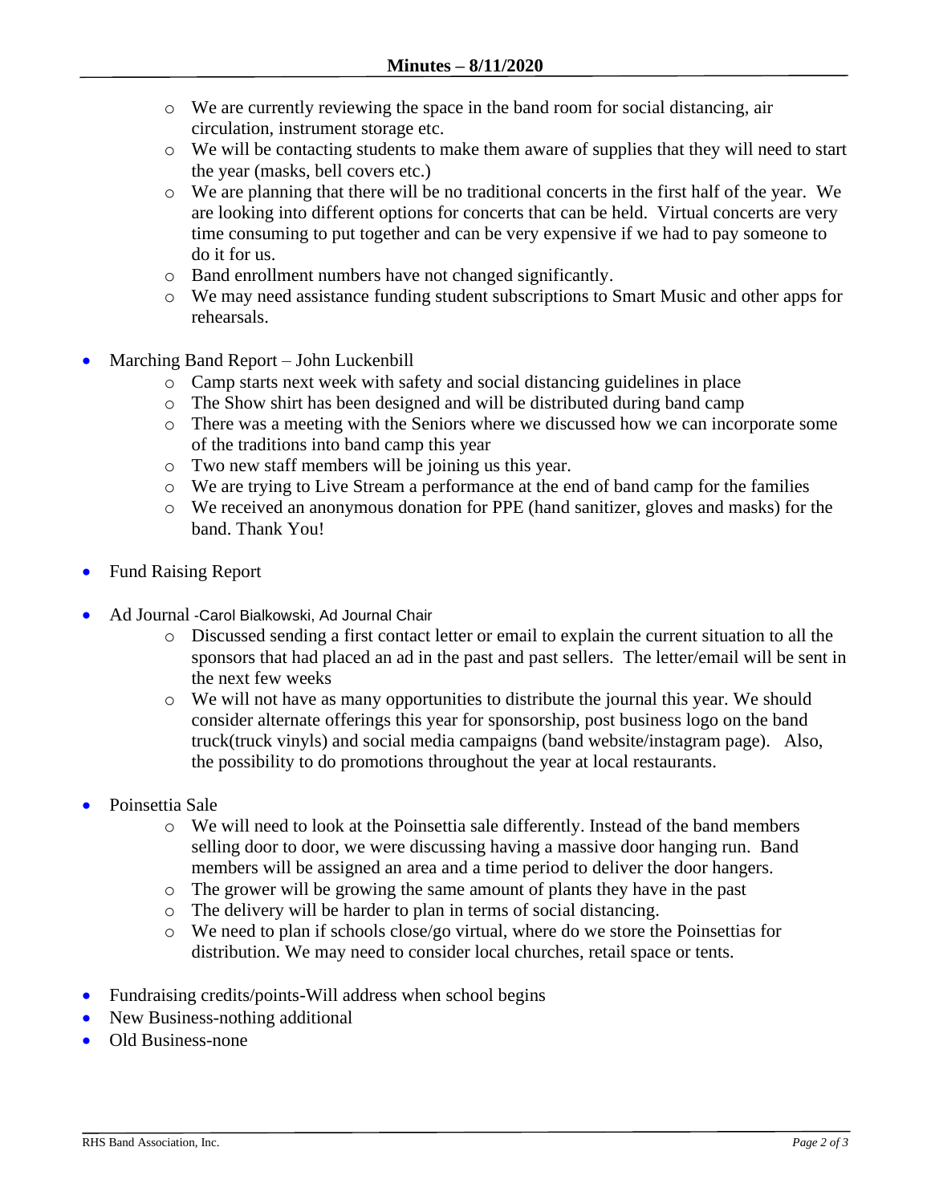- We are currently reviewing the space in the band room for social distancing, air circulation, instrument storage etc.
  - We will be contacting students to make them aware of supplies that they will need to start the year (masks, bell covers etc.)
  - We are planning that there will be no traditional concerts in the first half of the year. We are looking into different options for concerts that can be held. Virtual concerts are very time consuming to put together and can be very expensive if we had to pay someone to do it for us.
  - Band enrollment numbers have not changed significantly.
  - We may need assistance funding student subscriptions to Smart Music and other apps for rehearsals.

- Marching Band Report – John Luckenbill
  - Camp starts next week with safety and social distancing guidelines in place
  - The Show shirt has been designed and will be distributed during band camp
  - There was a meeting with the Seniors where we discussed how we can incorporate some of the traditions into band camp this year
  - Two new staff members will be joining us this year.
  - We are trying to Live Stream a performance at the end of band camp for the families
  - We received an anonymous donation for PPE (hand sanitizer, gloves and masks) for the band. Thank You!

- Fund Raising Report

- Ad Journal -Carol Bialkowski, Ad Journal Chair
  - Discussed sending a first contact letter or email to explain the current situation to all the sponsors that had placed an ad in the past and past sellers. The letter/email will be sent in the next few weeks
  - We will not have as many opportunities to distribute the journal this year. We should consider alternate offerings this year for sponsorship, post business logo on the band truck(truck vinyls) and social media campaigns (band website/instagram page). Also, the possibility to do promotions throughout the year at local restaurants.

- Poinsettia Sale
  - We will need to look at the Poinsettia sale differently. Instead of the band members selling door to door, we were discussing having a massive door hanging run. Band members will be assigned an area and a time period to deliver the door hangers.
  - The grower will be growing the same amount of plants they have in the past
  - The delivery will be harder to plan in terms of social distancing.
  - We need to plan if schools close/go virtual, where do we store the Poinsettias for distribution. We may need to consider local churches, retail space or tents.

- Fundraising credits/points-Will address when school begins
- New Business-nothing additional
- Old Business-none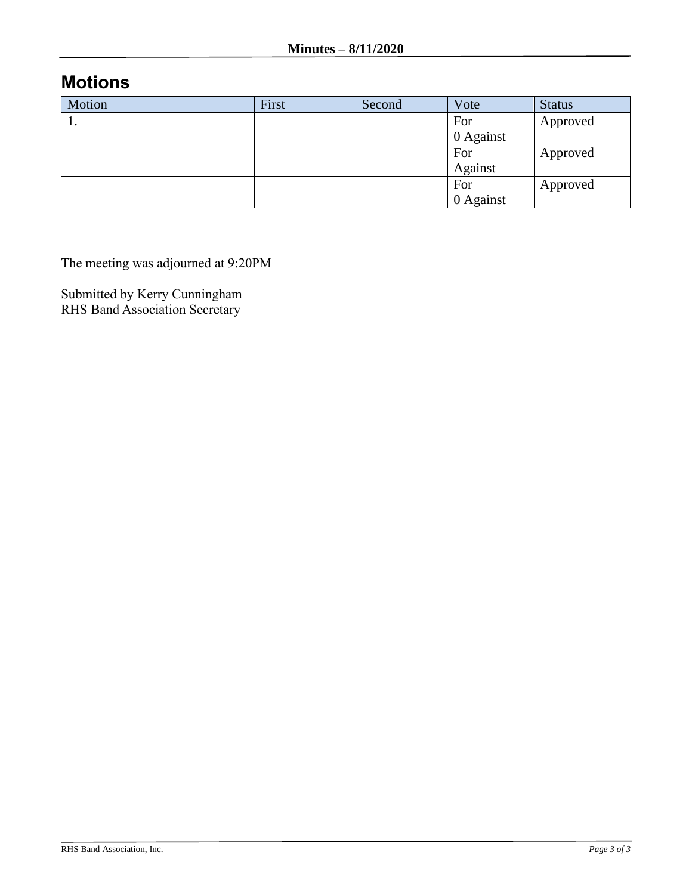## Motions

| Motion | First | Second | Vote | Status |
|---|---|---|---|---|
| 1. | | | For<br>0 Against | Approved |
| | | | For<br>Against | Approved |
| | | | For<br>0 Against | Approved |

The meeting was adjourned at 9:20PM

Submitted by Kerry Cunningham
RHS Band Association Secretary